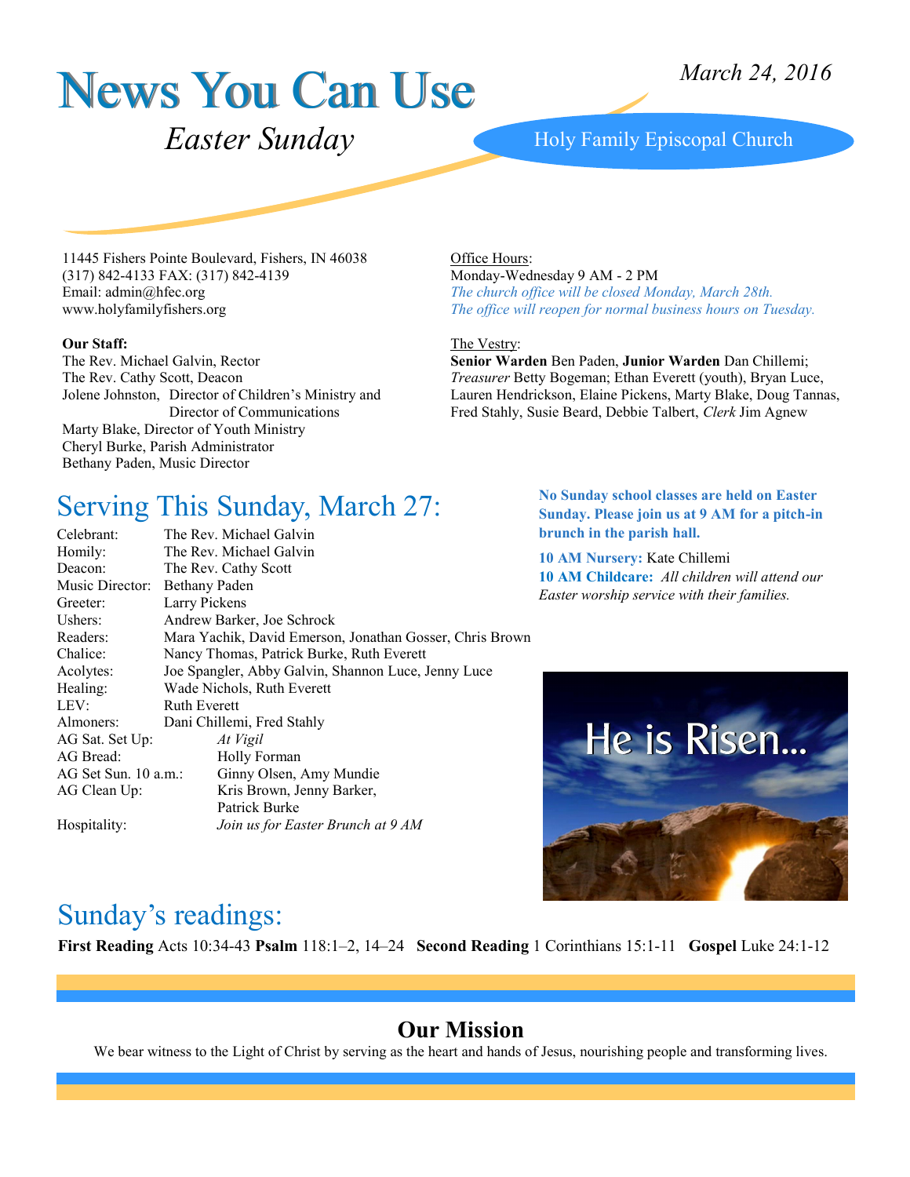# News You Can Use

*Easter Sunday*

*March 24, 2016*

Holy Family Episcopal Church

11445 Fishers Pointe Boulevard, Fishers, IN 46038
(317) 842-4133 FAX: (317) 842-4139
Email: admin@hfec.org
www.holyfamilyfishers.org

**Our Staff:**
The Rev. Michael Galvin, Rector
The Rev. Cathy Scott, Deacon
Jolene Johnston, Director of Children's Ministry and Director of Communications
Marty Blake, Director of Youth Ministry
Cheryl Burke, Parish Administrator
Bethany Paden, Music Director

Office Hours:
Monday-Wednesday 9 AM - 2 PM
*The church office will be closed Monday, March 28th.*
*The office will reopen for normal business hours on Tuesday.*

The Vestry:
**Senior Warden** Ben Paden, **Junior Warden** Dan Chillemi; *Treasurer* Betty Bogeman; Ethan Everett (youth), Bryan Luce, Lauren Hendrickson, Elaine Pickens, Marty Blake, Doug Tannas, Fred Stahly, Susie Beard, Debbie Talbert, *Clerk* Jim Agnew

## Serving This Sunday, March 27:

| | |
|---|---|
| Celebrant: | The Rev. Michael Galvin |
| Homily: | The Rev. Michael Galvin |
| Deacon: | The Rev. Cathy Scott |
| Music Director: | Bethany Paden |
| Greeter: | Larry Pickens |
| Ushers: | Andrew Barker, Joe Schrock |
| Readers: | Mara Yachik, David Emerson, Jonathan Gosser, Chris Brown |
| Chalice: | Nancy Thomas, Patrick Burke, Ruth Everett |
| Acolytes: | Joe Spangler, Abby Galvin, Shannon Luce, Jenny Luce |
| Healing: | Wade Nichols, Ruth Everett |
| LEV: | Ruth Everett |
| Almoners: | Dani Chillemi, Fred Stahly |
| AG Sat. Set Up: | *At Vigil* |
| AG Bread: | Holly Forman |
| AG Set Sun. 10 a.m.: | Ginny Olsen, Amy Mundie |
| AG Clean Up: | Kris Brown, Jenny Barker, Patrick Burke |
| Hospitality: | *Join us for Easter Brunch at 9 AM* |

**No Sunday school classes are held on Easter Sunday. Please join us at 9 AM for a pitch-in brunch in the parish hall.**

**10 AM Nursery:** Kate Chillemi
**10 AM Childcare:** *All children will attend our Easter worship service with their families.*

He is Risen...

## Sunday's readings:

**First Reading** Acts 10:34-43 **Psalm** 118:1–2, 14–24 **Second Reading** 1 Corinthians 15:1-11 **Gospel** Luke 24:1-12

## Our Mission

We bear witness to the Light of Christ by serving as the heart and hands of Jesus, nourishing people and transforming lives.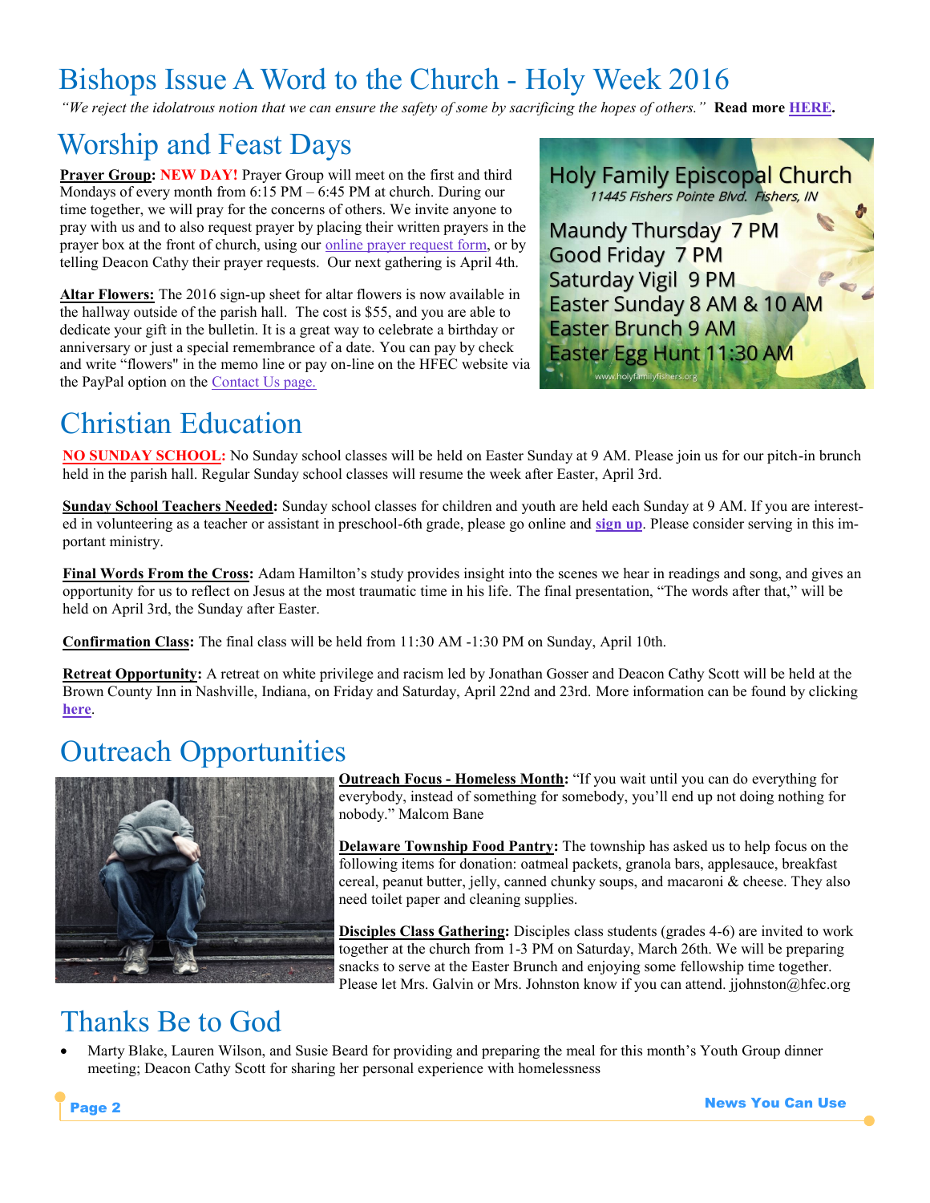# Bishops Issue A Word to the Church - Holy Week 2016

*"We reject the idolatrous notion that we can ensure the safety of some by sacrificing the hopes of others."* **Read more HERE.**

# Worship and Feast Days

**Prayer Group: NEW DAY!** Prayer Group will meet on the first and third Mondays of every month from 6:15 PM – 6:45 PM at church. During our time together, we will pray for the concerns of others. We invite anyone to pray with us and to also request prayer by placing their written prayers in the prayer box at the front of church, using our online prayer request form, or by telling Deacon Cathy their prayer requests. Our next gathering is April 4th.

**Altar Flowers:** The 2016 sign-up sheet for altar flowers is now available in the hallway outside of the parish hall. The cost is $55, and you are able to dedicate your gift in the bulletin. It is a great way to celebrate a birthday or anniversary or just a special remembrance of a date. You can pay by check and write "flowers" in the memo line or pay on-line on the HFEC website via the PayPal option on the Contact Us page.

Holy Family Episcopal Church
*11445 Fishers Pointe Blvd. Fishers, IN*

Maundy Thursday 7 PM
Good Friday 7 PM
Saturday Vigil 9 PM
Easter Sunday 8 AM & 10 AM
Easter Brunch 9 AM
Easter Egg Hunt 11:30 AM

www.holyfamilyfishers.org

# Christian Education

**NO SUNDAY SCHOOL:** No Sunday school classes will be held on Easter Sunday at 9 AM. Please join us for our pitch-in brunch held in the parish hall. Regular Sunday school classes will resume the week after Easter, April 3rd.

**Sunday School Teachers Needed:** Sunday school classes for children and youth are held each Sunday at 9 AM. If you are interested in volunteering as a teacher or assistant in preschool-6th grade, please go online and **sign up**. Please consider serving in this important ministry.

**Final Words From the Cross:** Adam Hamilton's study provides insight into the scenes we hear in readings and song, and gives an opportunity for us to reflect on Jesus at the most traumatic time in his life. The final presentation, "The words after that," will be held on April 3rd, the Sunday after Easter.

**Confirmation Class:** The final class will be held from 11:30 AM -1:30 PM on Sunday, April 10th.

**Retreat Opportunity:** A retreat on white privilege and racism led by Jonathan Gosser and Deacon Cathy Scott will be held at the Brown County Inn in Nashville, Indiana, on Friday and Saturday, April 22nd and 23rd. More information can be found by clicking **here**.

# Outreach Opportunities

**Outreach Focus - Homeless Month:** "If you wait until you can do everything for everybody, instead of something for somebody, you'll end up not doing nothing for nobody." Malcom Bane

**Delaware Township Food Pantry:** The township has asked us to help focus on the following items for donation: oatmeal packets, granola bars, applesauce, breakfast cereal, peanut butter, jelly, canned chunky soups, and macaroni & cheese. They also need toilet paper and cleaning supplies.

**Disciples Class Gathering:** Disciples class students (grades 4-6) are invited to work together at the church from 1-3 PM on Saturday, March 26th. We will be preparing snacks to serve at the Easter Brunch and enjoying some fellowship time together. Please let Mrs. Galvin or Mrs. Johnston know if you can attend. jjohnston@hfec.org

# Thanks Be to God

- Marty Blake, Lauren Wilson, and Susie Beard for providing and preparing the meal for this month's Youth Group dinner meeting; Deacon Cathy Scott for sharing her personal experience with homelessness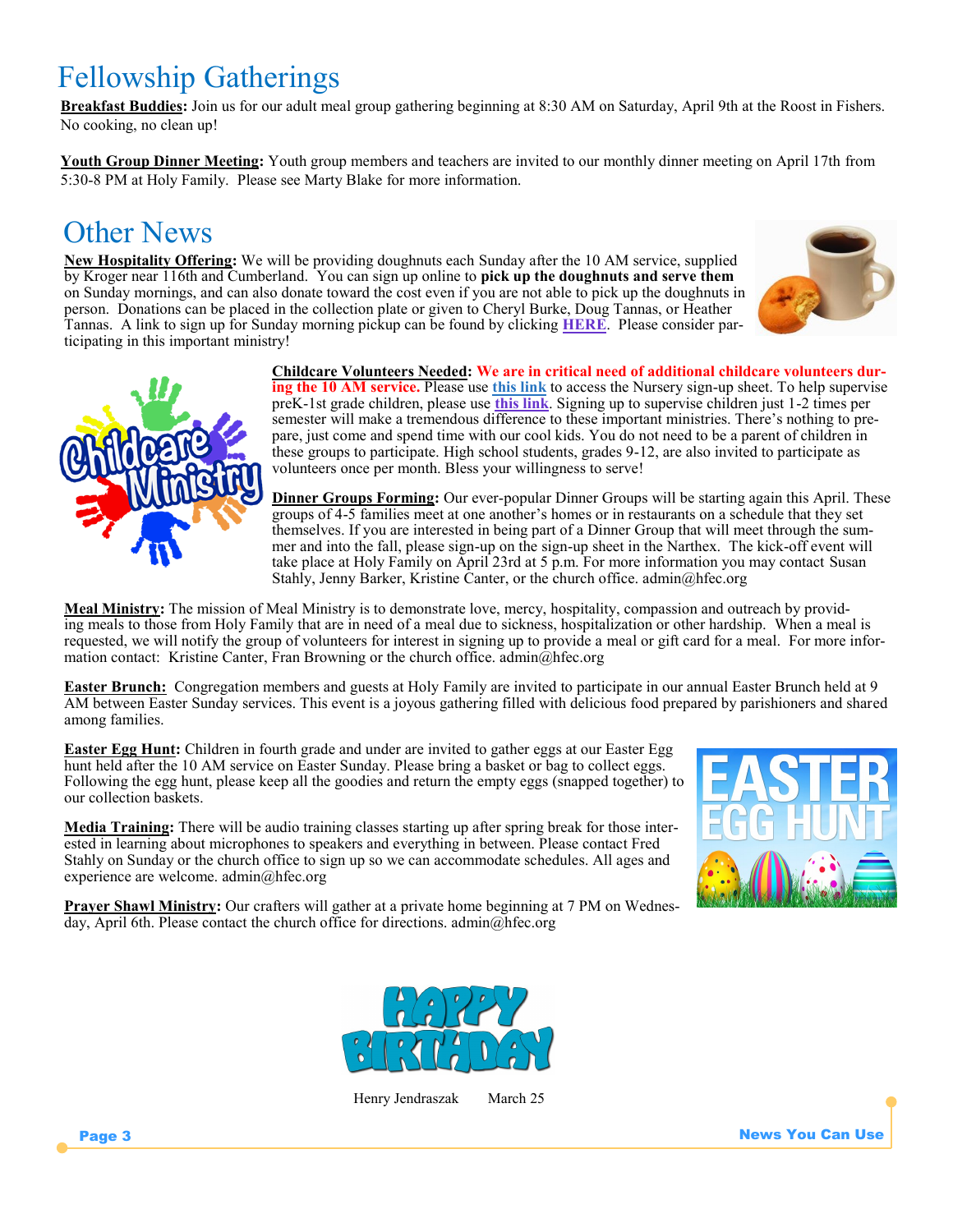# Fellowship Gatherings

**Breakfast Buddies:** Join us for our adult meal group gathering beginning at 8:30 AM on Saturday, April 9th at the Roost in Fishers. No cooking, no clean up!

**Youth Group Dinner Meeting**: Youth group members and teachers are invited to our monthly dinner meeting on April 17th from 5:30-8 PM at Holy Family. Please see Marty Blake for more information.

# Other News

**New Hospitality Offering:** We will be providing doughnuts each Sunday after the 10 AM service, supplied by Kroger near 116th and Cumberland. You can sign up online to **pick up the doughnuts and serve them** on Sunday mornings, and can also donate toward the cost even if you are not able to pick up the doughnuts in person. Donations can be placed in the collection plate or given to Cheryl Burke, Doug Tannas, or Heather Tannas. A link to sign up for Sunday morning pickup can be found by clicking **HERE**. Please consider participating in this important ministry!

**Childcare Volunteers Needed: We are in critical need of additional childcare volunteers during the 10 AM service.** Please use **this link** to access the Nursery sign-up sheet. To help supervise preK-1st grade children, please use **this link**. Signing up to supervise children just 1-2 times per semester will make a tremendous difference to these important ministries. There's nothing to prepare, just come and spend time with our cool kids. You do not need to be a parent of children in these groups to participate. High school students, grades 9-12, are also invited to participate as volunteers once per month. Bless your willingness to serve!

**Dinner Groups Forming:** Our ever-popular Dinner Groups will be starting again this April. These groups of 4-5 families meet at one another's homes or in restaurants on a schedule that they set themselves. If you are interested in being part of a Dinner Group that will meet through the summer and into the fall, please sign-up on the sign-up sheet in the Narthex. The kick-off event will take place at Holy Family on April 23rd at 5 p.m. For more information you may contact Susan Stahly, Jenny Barker, Kristine Canter, or the church office. admin@hfec.org

**Meal Ministry:** The mission of Meal Ministry is to demonstrate love, mercy, hospitality, compassion and outreach by providing meals to those from Holy Family that are in need of a meal due to sickness, hospitalization or other hardship. When a meal is requested, we will notify the group of volunteers for interest in signing up to provide a meal or gift card for a meal. For more information contact: Kristine Canter, Fran Browning or the church office. admin@hfec.org

**Easter Brunch:** Congregation members and guests at Holy Family are invited to participate in our annual Easter Brunch held at 9 AM between Easter Sunday services. This event is a joyous gathering filled with delicious food prepared by parishioners and shared among families.

**Easter Egg Hunt:** Children in fourth grade and under are invited to gather eggs at our Easter Egg hunt held after the 10 AM service on Easter Sunday. Please bring a basket or bag to collect eggs. Following the egg hunt, please keep all the goodies and return the empty eggs (snapped together) to our collection baskets.

**Media Training:** There will be audio training classes starting up after spring break for those interested in learning about microphones to speakers and everything in between. Please contact Fred Stahly on Sunday or the church office to sign up so we can accommodate schedules. All ages and experience are welcome. admin@hfec.org

**Prayer Shawl Ministry:** Our crafters will gather at a private home beginning at 7 PM on Wednesday, April 6th. Please contact the church office for directions. admin@hfec.org

HAPPY BIRTHDAY

Henry Jendraszak March 25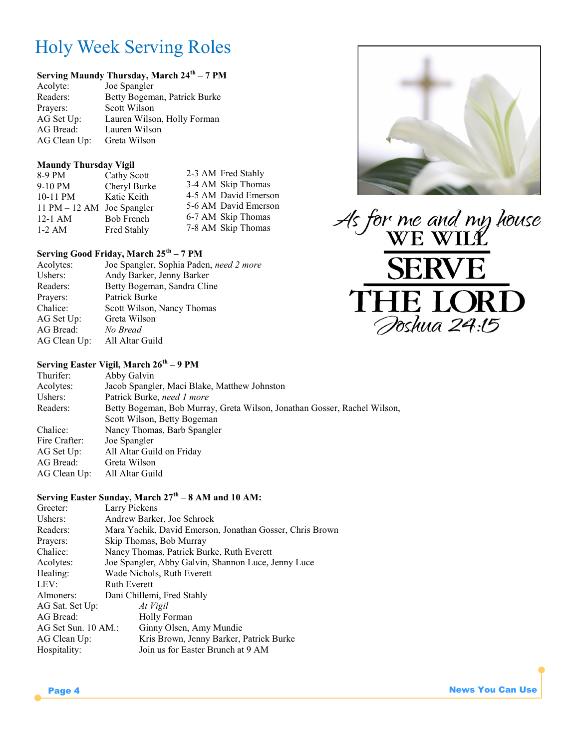# Holy Week Serving Roles

**Serving Maundy Thursday, March 24th – 7 PM**

| | |
|---|---|
| Acolyte: | Joe Spangler |
| Readers: | Betty Bogeman, Patrick Burke |
| Prayers: | Scott Wilson |
| AG Set Up: | Lauren Wilson, Holly Forman |
| AG Bread: | Lauren Wilson |
| AG Clean Up: | Greta Wilson |

**Maundy Thursday Vigil**

| | | | |
|---|---|---|---|
| 8-9 PM | Cathy Scott | 2-3 AM | Fred Stahly |
| 9-10 PM | Cheryl Burke | 3-4 AM | Skip Thomas |
| 10-11 PM | Katie Keith | 4-5 AM | David Emerson |
| 11 PM – 12 AM | Joe Spangler | 5-6 AM | David Emerson |
| 12-1 AM | Bob French | 6-7 AM | Skip Thomas |
| 1-2 AM | Fred Stahly | 7-8 AM | Skip Thomas |

**Serving Good Friday, March 25th – 7 PM**

| | |
|---|---|
| Acolytes: | Joe Spangler, Sophia Paden, *need 2 more* |
| Ushers: | Andy Barker, Jenny Barker |
| Readers: | Betty Bogeman, Sandra Cline |
| Prayers: | Patrick Burke |
| Chalice: | Scott Wilson, Nancy Thomas |
| AG Set Up: | Greta Wilson |
| AG Bread: | *No Bread* |
| AG Clean Up: | All Altar Guild |

**Serving Easter Vigil, March 26th – 9 PM**

| | |
|---|---|
| Thurifer: | Abby Galvin |
| Acolytes: | Jacob Spangler, Maci Blake, Matthew Johnston |
| Ushers: | Patrick Burke, *need 1 more* |
| Readers: | Betty Bogeman, Bob Murray, Greta Wilson, Jonathan Gosser, Rachel Wilson, Scott Wilson, Betty Bogeman |
| Chalice: | Nancy Thomas, Barb Spangler |
| Fire Crafter: | Joe Spangler |
| AG Set Up: | All Altar Guild on Friday |
| AG Bread: | Greta Wilson |
| AG Clean Up: | All Altar Guild |

**Serving Easter Sunday, March 27th – 8 AM and 10 AM:**

| | |
|---|---|
| Greeter: | Larry Pickens |
| Ushers: | Andrew Barker, Joe Schrock |
| Readers: | Mara Yachik, David Emerson, Jonathan Gosser, Chris Brown |
| Prayers: | Skip Thomas, Bob Murray |
| Chalice: | Nancy Thomas, Patrick Burke, Ruth Everett |
| Acolytes: | Joe Spangler, Abby Galvin, Shannon Luce, Jenny Luce |
| Healing: | Wade Nichols, Ruth Everett |
| LEV: | Ruth Everett |
| Almoners: | Dani Chillemi, Fred Stahly |
| AG Sat. Set Up: | *At Vigil* |
| AG Bread: | Holly Forman |
| AG Set Sun. 10 AM.: | Ginny Olsen, Amy Mundie |
| AG Clean Up: | Kris Brown, Jenny Barker, Patrick Burke |
| Hospitality: | Join us for Easter Brunch at 9 AM |

As for me and my house WE WILL SERVE THE LORD
Joshua 24:15